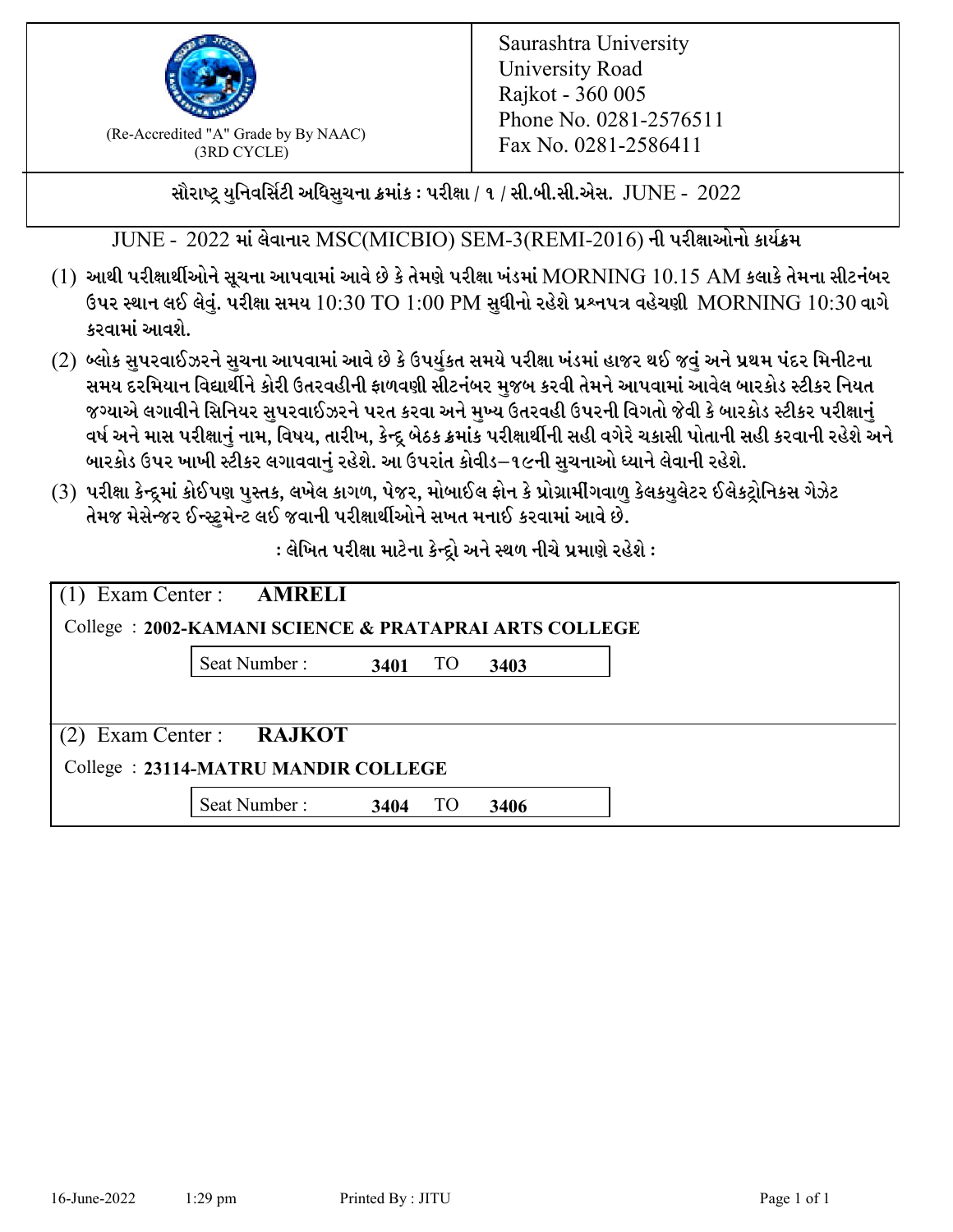(Re-Accredited "A" Grade by By NAAC)
(3RD CYCLE)

Saurashtra University
University Road
Rajkot - 360 005
Phone No. 0281-2576511
Fax No. 0281-2586411

**સૌરાષ્ટ્ર યુનિવર્સિટી અધિસુચના ક્રમાંક : પરીક્ષા / ૧ / સી.બી.સી.એસ. JUNE - 2022**

JUNE - 2022 માં લેવાનાર MSC(MICBIO) SEM-3(REMI-2016) ની પરીક્ષાઓનો કાર્યક્રમ

(1) આથી પરીક્ષાર્થીઓને સૂચના આપવામાં આવે છે કે તેમણે પરીક્ષા ખંડમાં MORNING 10.15 AM કલાકે તેમના સીટનંબર ઉપર સ્થાન લઈ લેવું. પરીક્ષા સમય 10:30 TO 1:00 PM સુધીનો રહેશે પ્રશ્નપત્ર વહેચણી MORNING 10:30 વાગે કરવામાં આવશે.

(2) બ્લોક સુપરવાઈઝરને સુચના આપવામાં આવે છે કે ઉપર્યુકત સમયે પરીક્ષા ખંડમાં હાજર થઈ જવું અને પ્રથમ પંદર મિનીટના સમય દરમિયાન વિદ્યાર્થીને કોરી ઉતરવહીની ફાળવણી સીટનંબર મુજબ કરવી તેમને આપવામાં આવેલ બારકોડ સ્ટીકર નિયત જગ્યાએ લગાવીને સિનિયર સુપરવાઈઝરને પરત કરવા અને મુખ્ય ઉતરવહી ઉપરની વિગતો જેવી કે બારકોડ સ્ટીકર પરીક્ષાનું વર્ષ અને માસ પરીક્ષાનું નામ, વિષય, તારીખ, કેન્દ્ર બેઠક ક્રમાંક પરીક્ષાર્થીની સહી વગેરે ચકાસી પોતાની સહી કરવાની રહેશે અને બારકોડ ઉપર ખાખી સ્ટીકર લગાવવાનું રહેશે. આ ઉપરાંત કોવીડ–૧૯ની સુચનાઓ ધ્યાને લેવાની રહેશે.

(3) પરીક્ષા કેન્દ્રમાં કોઈપણ પુસ્તક, લખેલ કાગળ, પેજર, મોબાઈલ ફોન કે પ્રોગ્રામીંગવાળુ કેલકયુલેટર ઈલેકટ્રોનિકસ ગેઝેટ તેમજ મેસેન્જર ઈન્સ્ટ્રુમેન્ટ લઈ જવાની પરીક્ષાર્થીઓને સખત મનાઈ કરવામાં આવે છે.

**: લેખિત પરીક્ષા માટેના કેન્દ્રો અને સ્થળ નીચે પ્રમાણે રહેશે :**

(1) Exam Center : **AMRELI**

College : **2002-KAMANI SCIENCE & PRATAPRAI ARTS COLLEGE**

Seat Number : **3401** TO **3403**

(2) Exam Center : **RAJKOT**

College : **23114-MATRU MANDIR COLLEGE**

Seat Number : **3404** TO **3406**

16-June-2022 1:29 pm Printed By : JITU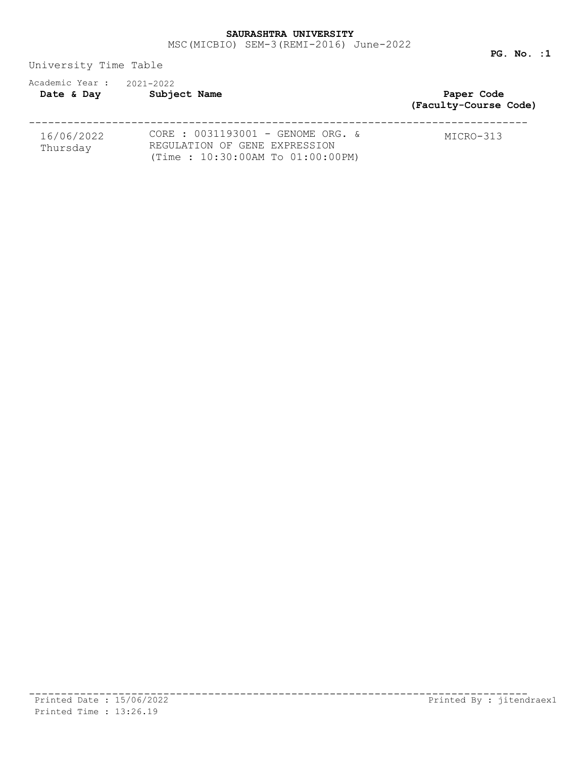# SAURASHTRA UNIVERSITY

MSC(MICBIO) SEM-3(REMI-2016) June-2022

University Time Table

Academic Year : 2021-2022

| Date & Day | Subject Name | Paper Code (Faculty-Course Code) |
|---|---|---|
| 16/06/2022 Thursday | CORE : 0031193001 - GENOME ORG. & REGULATION OF GENE EXPRESSION (Time : 10:30:00AM To 01:00:00PM) | MICRO-313 |

Printed Date : 15/06/2022

Printed Time : 13:26.19

Printed By : jitendraex1